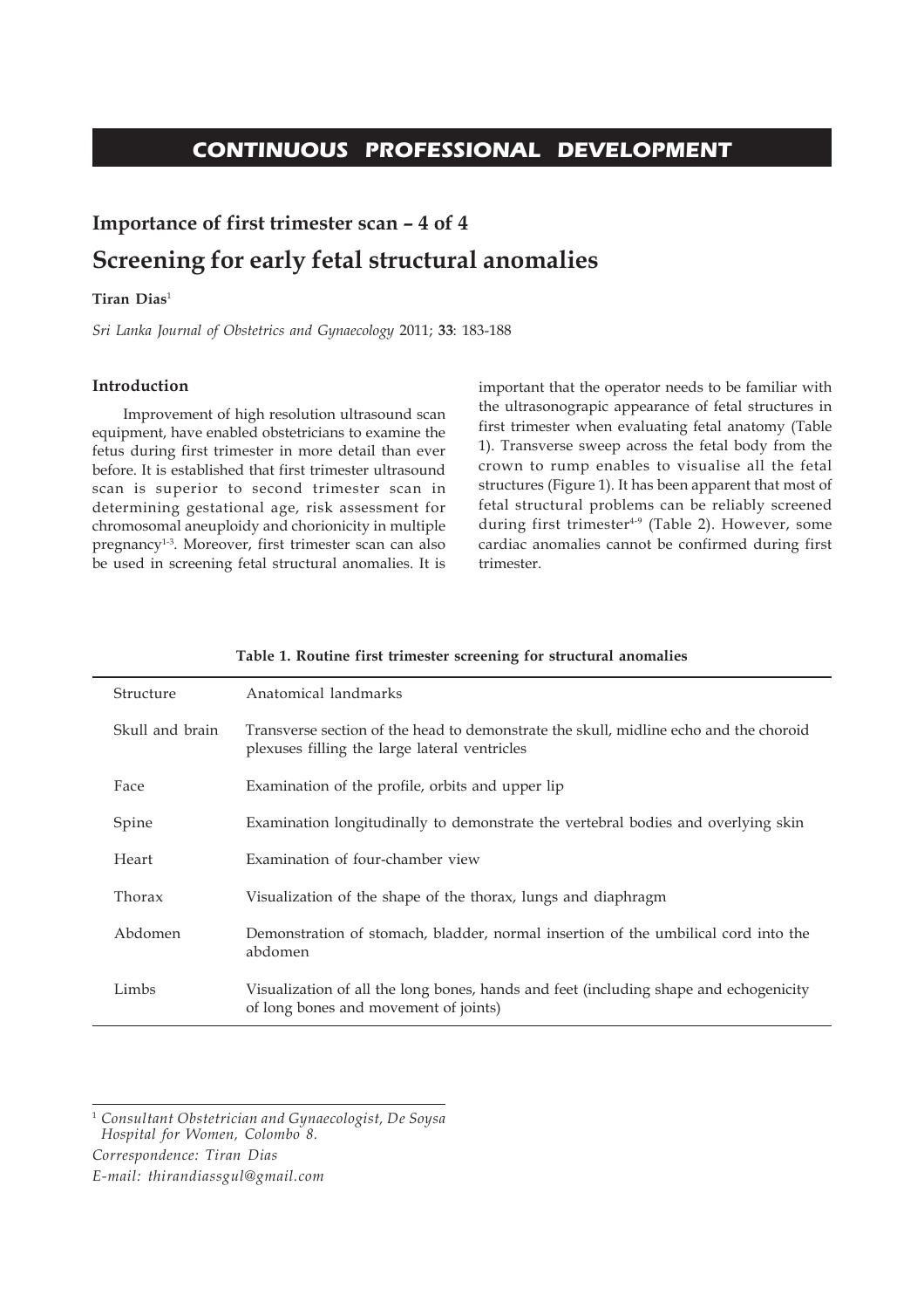## CONTINUOUS PROFESSIONAL DEVELOPMENT

### Importance of first trimester scan – 4 of 4

# Screening for early fetal structural anomalies

**Tiran Dias**[1]

*Sri Lanka Journal of Obstetrics and Gynaecology* 2011; **33**: 183-188

### Introduction

Improvement of high resolution ultrasound scan equipment, have enabled obstetricians to examine the fetus during first trimester in more detail than ever before. It is established that first trimester ultrasound scan is superior to second trimester scan in determining gestational age, risk assessment for chromosomal aneuploidy and chorionicity in multiple pregnancy[1-3]. Moreover, first trimester scan can also be used in screening fetal structural anomalies. It is important that the operator needs to be familiar with the ultrasonograpic appearance of fetal structures in first trimester when evaluating fetal anatomy (Table 1). Transverse sweep across the fetal body from the crown to rump enables to visualise all the fetal structures (Figure 1). It has been apparent that most of fetal structural problems can be reliably screened during first trimester[4-9] (Table 2). However, some cardiac anomalies cannot be confirmed during first trimester.

**Table 1. Routine first trimester screening for structural anomalies**

| Structure | Anatomical landmarks |
|---|---|
| Skull and brain | Transverse section of the head to demonstrate the skull, midline echo and the choroid plexuses filling the large lateral ventricles |
| Face | Examination of the profile, orbits and upper lip |
| Spine | Examination longitudinally to demonstrate the vertebral bodies and overlying skin |
| Heart | Examination of four-chamber view |
| Thorax | Visualization of the shape of the thorax, lungs and diaphragm |
| Abdomen | Demonstration of stomach, bladder, normal insertion of the umbilical cord into the abdomen |
| Limbs | Visualization of all the long bones, hands and feet (including shape and echogenicity of long bones and movement of joints) |

[1] *Consultant Obstetrician and Gynaecologist, De Soysa Hospital for Women, Colombo 8.*

*Correspondence: Tiran Dias*

*E-mail: thirandiassgul@gmail.com*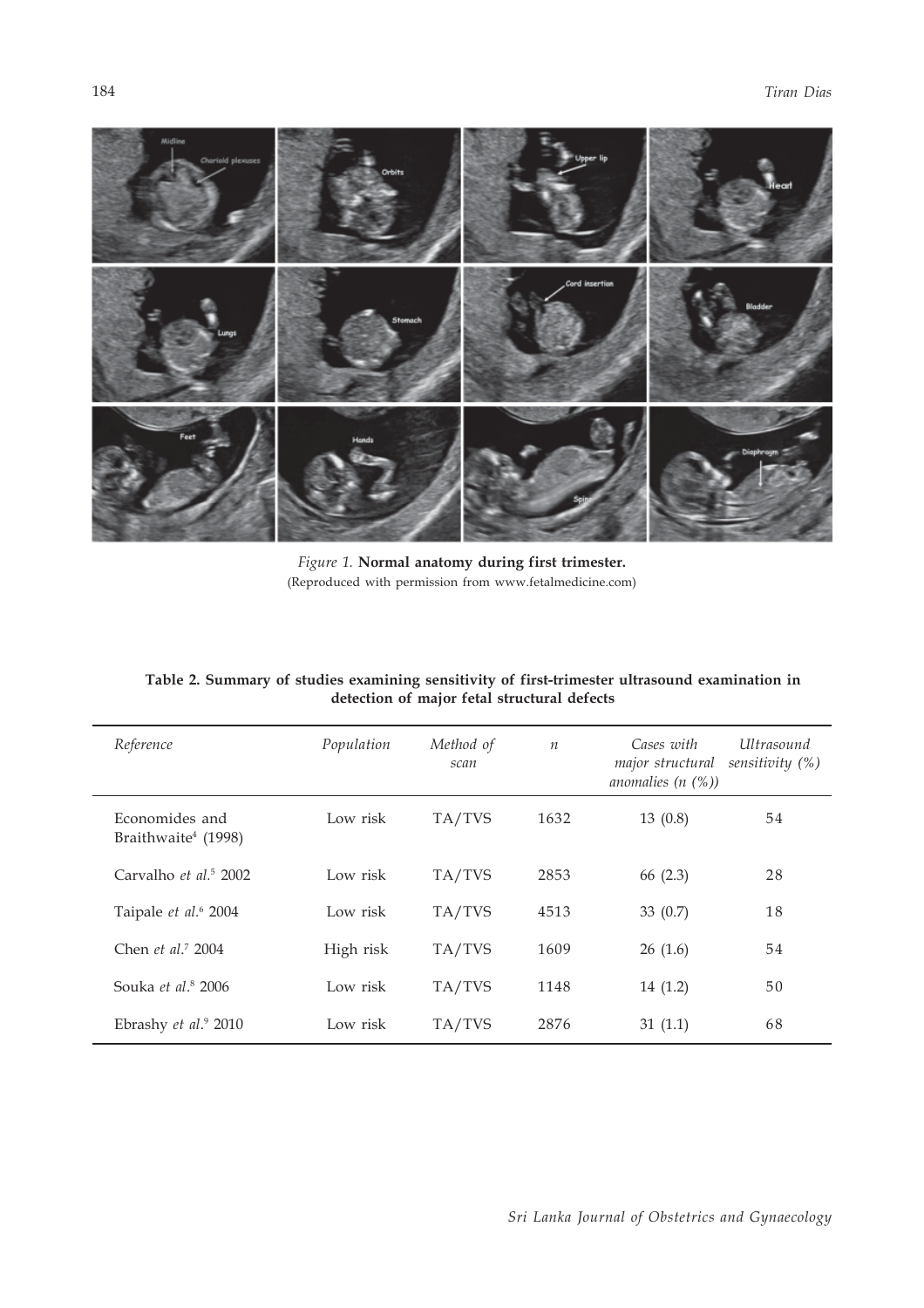*Figure 1.* **Normal anatomy during first trimester.**
(Reproduced with permission from www.fetalmedicine.com)

**Table 2. Summary of studies examining sensitivity of first-trimester ultrasound examination in detection of major fetal structural defects**

| *Reference* | *Population* | *Method of scan* | *n* | *Cases with major structural anomalies (n (%))* | *Ultrasound sensitivity (%)* |
|---|---|---|---|---|---|
| Economides and Braithwaite[4] (1998) | Low risk | TA/TVS | 1632 | 13 (0.8) | 54 |
| Carvalho *et al.*[5] 2002 | Low risk | TA/TVS | 2853 | 66 (2.3) | 28 |
| Taipale *et al.*[6] 2004 | Low risk | TA/TVS | 4513 | 33 (0.7) | 18 |
| Chen *et al.*[7] 2004 | High risk | TA/TVS | 1609 | 26 (1.6) | 54 |
| Souka *et al.*[8] 2006 | Low risk | TA/TVS | 1148 | 14 (1.2) | 50 |
| Ebrashy *et al.*[9] 2010 | Low risk | TA/TVS | 2876 | 31 (1.1) | 68 |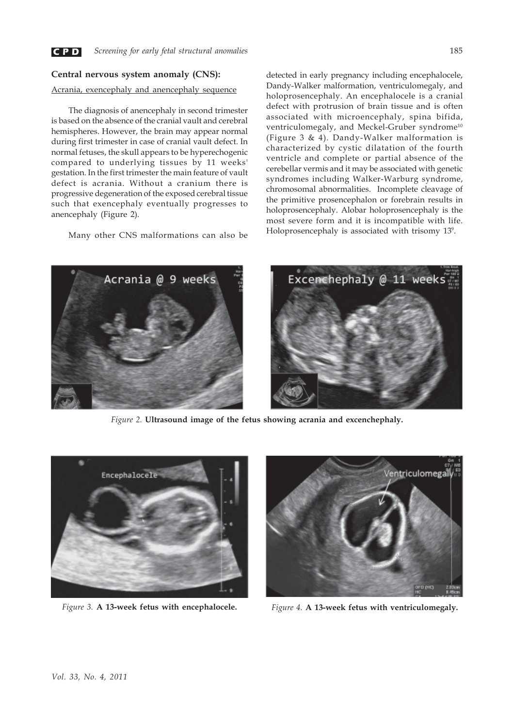## Central nervous system anomaly (CNS):

Acrania, exencephaly and anencephaly sequence

The diagnosis of anencephaly in second trimester is based on the absence of the cranial vault and cerebral hemispheres. However, the brain may appear normal during first trimester in case of cranial vault defect. In normal fetuses, the skull appears to be hyperechogenic compared to underlying tissues by 11 weeks' gestation. In the first trimester the main feature of vault defect is acrania. Without a cranium there is progressive degeneration of the exposed cerebral tissue such that exencephaly eventually progresses to anencephaly (Figure 2).

Many other CNS malformations can also be detected in early pregnancy including encephalocele, Dandy-Walker malformation, ventriculomegaly, and holoprosencephaly. An encephalocele is a cranial defect with protrusion of brain tissue and is often associated with microencephaly, spina bifida, ventriculomegaly, and Meckel-Gruber syndrome[10] (Figure 3 & 4). Dandy-Walker malformation is characterized by cystic dilatation of the fourth ventricle and complete or partial absence of the cerebellar vermis and it may be associated with genetic syndromes including Walker-Warburg syndrome, chromosomal abnormalities. Incomplete cleavage of the primitive prosencephalon or forebrain results in holoprosencephaly. Alobar holoprosencephaly is the most severe form and it is incompatible with life. Holoprosencephaly is associated with trisomy 13[9].

*Figure 2.* **Ultrasound image of the fetus showing acrania and excenchephaly.**

*Figure 3.* **A 13-week fetus with encephalocele.**

*Figure 4.* **A 13-week fetus with ventriculomegaly.**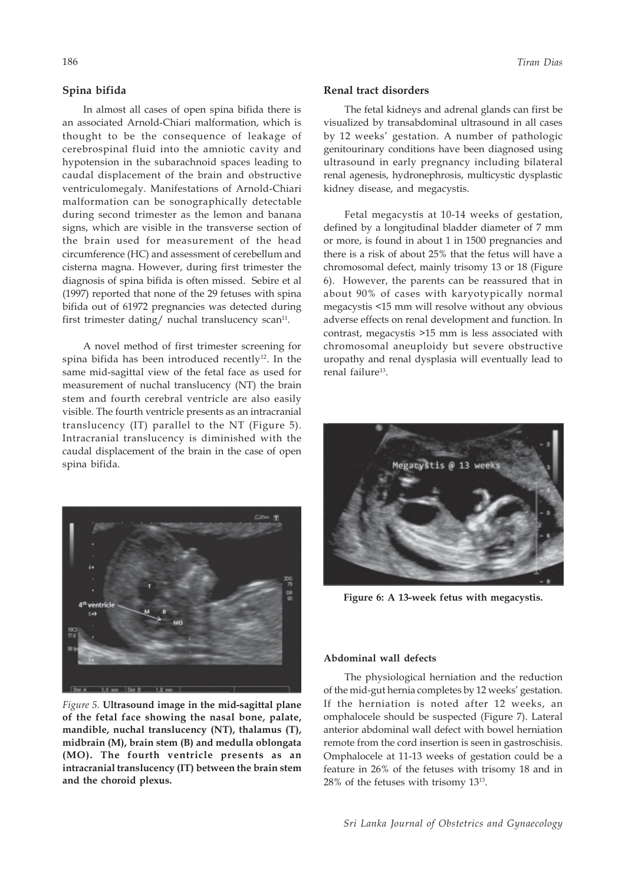## Spina bifida

In almost all cases of open spina bifida there is an associated Arnold-Chiari malformation, which is thought to be the consequence of leakage of cerebrospinal fluid into the amniotic cavity and hypotension in the subarachnoid spaces leading to caudal displacement of the brain and obstructive ventriculomegaly. Manifestations of Arnold-Chiari malformation can be sonographically detectable during second trimester as the lemon and banana signs, which are visible in the transverse section of the brain used for measurement of the head circumference (HC) and assessment of cerebellum and cisterna magna. However, during first trimester the diagnosis of spina bifida is often missed. Sebire et al (1997) reported that none of the 29 fetuses with spina bifida out of 61972 pregnancies was detected during first trimester dating/ nuchal translucency scan[11].

A novel method of first trimester screening for spina bifida has been introduced recently[12]. In the same mid-sagittal view of the fetal face as used for measurement of nuchal translucency (NT) the brain stem and fourth cerebral ventricle are also easily visible. The fourth ventricle presents as an intracranial translucency (IT) parallel to the NT (Figure 5). Intracranial translucency is diminished with the caudal displacement of the brain in the case of open spina bifida.

*Figure 5.* **Ultrasound image in the mid-sagittal plane of the fetal face showing the nasal bone, palate, mandible, nuchal translucency (NT), thalamus (T), midbrain (M), brain stem (B) and medulla oblongata (MO). The fourth ventricle presents as an intracranial translucency (IT) between the brain stem and the choroid plexus.**

## Renal tract disorders

The fetal kidneys and adrenal glands can first be visualized by transabdominal ultrasound in all cases by 12 weeks' gestation. A number of pathologic genitourinary conditions have been diagnosed using ultrasound in early pregnancy including bilateral renal agenesis, hydronephrosis, multicystic dysplastic kidney disease, and megacystis.

Fetal megacystis at 10-14 weeks of gestation, defined by a longitudinal bladder diameter of 7 mm or more, is found in about 1 in 1500 pregnancies and there is a risk of about 25% that the fetus will have a chromosomal defect, mainly trisomy 13 or 18 (Figure 6). However, the parents can be reassured that in about 90% of cases with karyotypically normal megacystis <15 mm will resolve without any obvious adverse effects on renal development and function. In contrast, megacystis >15 mm is less associated with chromosomal aneuploidy but severe obstructive uropathy and renal dysplasia will eventually lead to renal failure[13].

**Figure 6: A 13-week fetus with megacystis.**

### Abdominal wall defects

The physiological herniation and the reduction of the mid-gut hernia completes by 12 weeks' gestation. If the herniation is noted after 12 weeks, an omphalocele should be suspected (Figure 7). Lateral anterior abdominal wall defect with bowel herniation remote from the cord insertion is seen in gastroschisis. Omphalocele at 11-13 weeks of gestation could be a feature in 26% of the fetuses with trisomy 18 and in 28% of the fetuses with trisomy 13[13].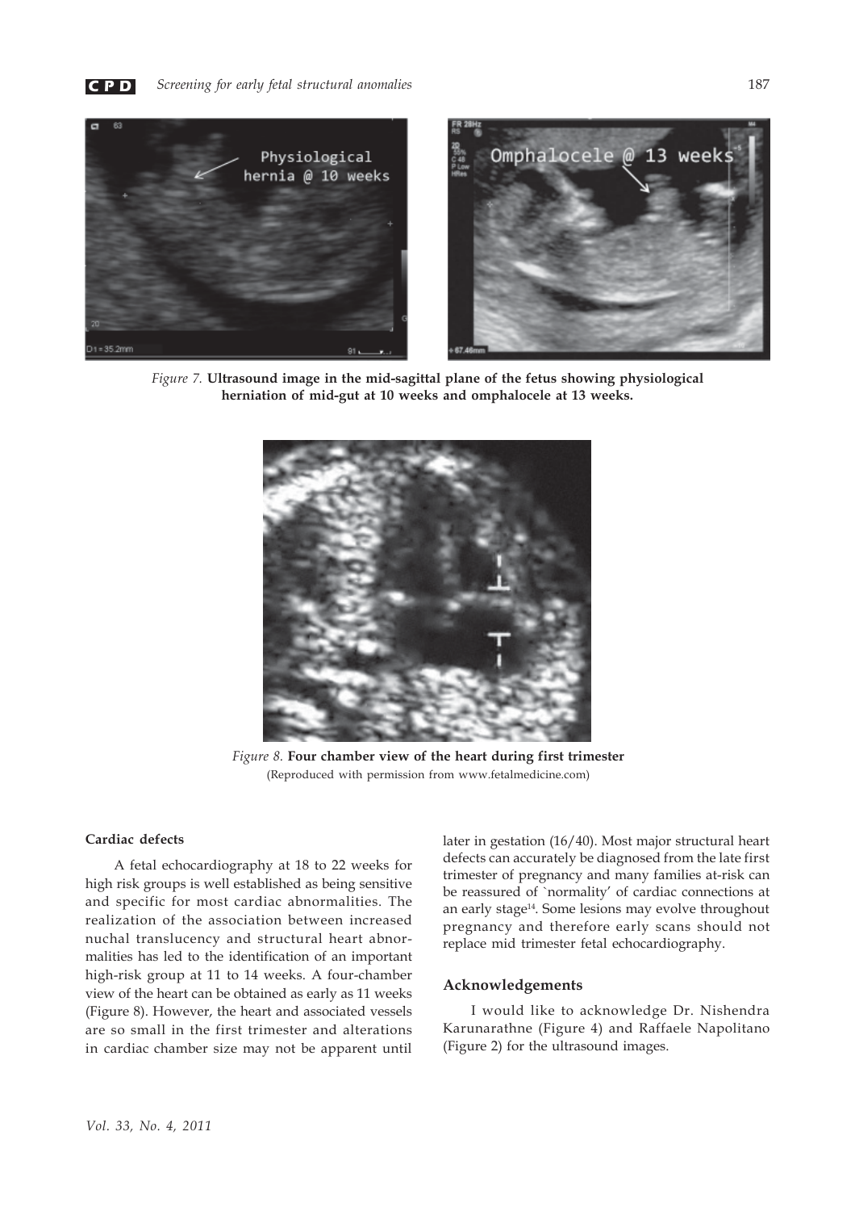*Figure 7.* **Ultrasound image in the mid-sagittal plane of the fetus showing physiological herniation of mid-gut at 10 weeks and omphalocele at 13 weeks.**

*Figure 8.* **Four chamber view of the heart during first trimester**
(Reproduced with permission from www.fetalmedicine.com)

#### Cardiac defects

A fetal echocardiography at 18 to 22 weeks for high risk groups is well established as being sensitive and specific for most cardiac abnormalities. The realization of the association between increased nuchal translucency and structural heart abnormalities has led to the identification of an important high-risk group at 11 to 14 weeks. A four-chamber view of the heart can be obtained as early as 11 weeks (Figure 8). However, the heart and associated vessels are so small in the first trimester and alterations in cardiac chamber size may not be apparent until later in gestation (16/40). Most major structural heart defects can accurately be diagnosed from the late first trimester of pregnancy and many families at-risk can be reassured of `normality' of cardiac connections at an early stage[14]. Some lesions may evolve throughout pregnancy and therefore early scans should not replace mid trimester fetal echocardiography.

### Acknowledgements

I would like to acknowledge Dr. Nishendra Karunarathne (Figure 4) and Raffaele Napolitano (Figure 2) for the ultrasound images.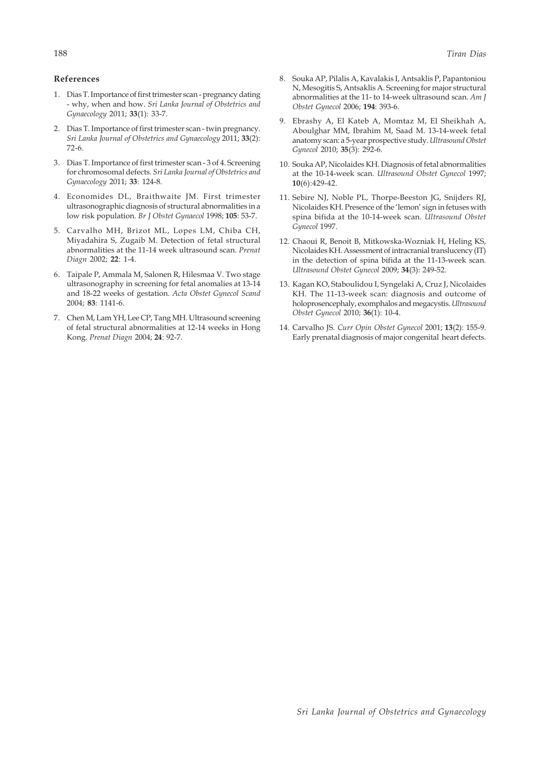### References

1. Dias T. Importance of first trimester scan - pregnancy dating - why, when and how. *Sri Lanka Journal of Obstetrics and Gynaecology* 2011; **33**(1): 33-7.

2. Dias T. Importance of first trimester scan - twin pregnancy. *Sri Lanka Journal of Obstetrics and Gynaecology* 2011; **33**(2): 72-6.

3. Dias T. Importance of first trimester scan - 3 of 4. Screening for chromosomal defects. *Sri Lanka Journal of Obstetrics and Gynaecology* 2011; **33**: 124-8.

4. Economides DL, Braithwaite JM. First trimester ultrasonographic diagnosis of structural abnormalities in a low risk population. *Br J Obstet Gynaecol* 1998; **105**: 53-7.

5. Carvalho MH, Brizot ML, Lopes LM, Chiba CH, Miyadahira S, Zugaib M. Detection of fetal structural abnormalities at the 11-14 week ultrasound scan. *Prenat Diagn* 2002; **22**: 1-4.

6. Taipale P, Ammala M, Salonen R, Hilesmaa V. Two stage ultrasonography in screening for fetal anomalies at 13-14 and 18-22 weeks of gestation. *Acta Obstet Gynecol Scand* 2004; **83**: 1141-6.

7. Chen M, Lam YH, Lee CP, Tang MH. Ultrasound screening of fetal structural abnormalities at 12-14 weeks in Hong Kong. *Prenat Diagn* 2004; **24**: 92-7.

8. Souka AP, Pilalis A, Kavalakis I, Antsaklis P, Papantoniou N, Mesogitis S, Antsaklis A. Screening for major structural abnormalities at the 11- to 14-week ultrasound scan. *Am J Obstet Gynecol* 2006; **194**: 393-6.

9. Ebrashy A, El Kateb A, Momtaz M, El Sheikhah A, Aboulghar MM, Ibrahim M, Saad M. 13-14-week fetal anatomy scan: a 5-year prospective study. *Ultrasound Obstet Gynecol* 2010; **35**(3): 292-6.

10. Souka AP, Nicolaides KH. Diagnosis of fetal abnormalities at the 10-14-week scan. *Ultrasound Obstet Gynecol* 1997; **10**(6):429-42.

11. Sebire NJ, Noble PL, Thorpe-Beeston JG, Snijders RJ, Nicolaides KH. Presence of the 'lemon' sign in fetuses with spina bifida at the 10-14-week scan. *Ultrasound Obstet Gynecol* 1997.

12. Chaoui R, Benoit B, Mitkowska-Wozniak H, Heling KS, Nicolaides KH. Assessment of intracranial translucency (IT) in the detection of spina bifida at the 11-13-week scan. *Ultrasound Obstet Gynecol* 2009; **34**(3): 249-52.

13. Kagan KO, Staboulidou I, Syngelaki A, Cruz J, Nicolaides KH. The 11-13-week scan: diagnosis and outcome of holoprosencephaly, exomphalos and megacystis. *Ultrasound Obstet Gynecol* 2010; **36**(1): 10-4.

14. Carvalho JS. *Curr Opin Obstet Gynecol* 2001; **13**(2): 155-9. Early prenatal diagnosis of major congenital heart defects.